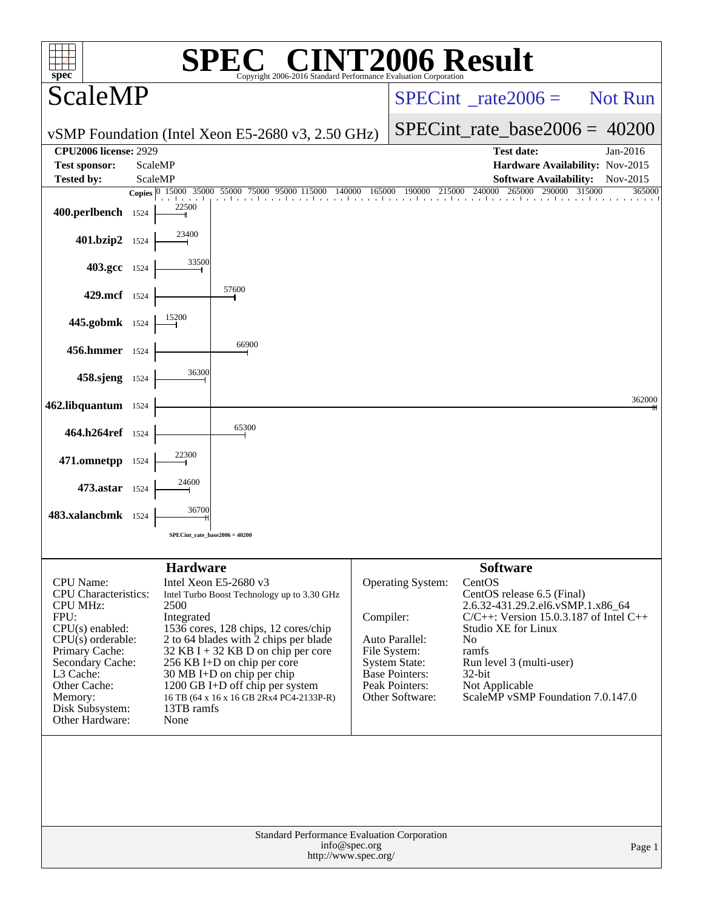# SPEC® CINT2006 Result

Copyright 2006-2016 Standard Performance Evaluation Corporation

## ScaleMP

vSMP Foundation (Intel Xeon E5-2680 v3, 2.50 GHz)

SPECint_rate2006 = Not Run

SPECint_rate_base2006 = 40200

| | | | |
|---|---|---|---|
| **CPU2006 license:** | 2929 | **Test date:** | Jan-2016 |
| **Test sponsor:** | ScaleMP | **Hardware Availability:** | Nov-2015 |
| **Tested by:** | ScaleMP | **Software Availability:** | Nov-2015 |

| Benchmark | Copies | Base Result |
|---|---|---|
| 400.perlbench | 1524 | 22500 |
| 401.bzip2 | 1524 | 23400 |
| 403.gcc | 1524 | 33500 |
| 429.mcf | 1524 | 57600 |
| 445.gobmk | 1524 | 15200 |
| 456.hmmer | 1524 | 66900 |
| 458.sjeng | 1524 | 36300 |
| 462.libquantum | 1524 | 362000 |
| 464.h264ref | 1524 | 65300 |
| 471.omnetpp | 1524 | 22300 |
| 473.astar | 1524 | 24600 |
| 483.xalancbmk | 1524 | 36700 |

SPECint_rate_base2006 = 40200

### Hardware

| | |
|---|---|
| CPU Name: | Intel Xeon E5-2680 v3 |
| CPU Characteristics: | Intel Turbo Boost Technology up to 3.30 GHz |
| CPU MHz: | 2500 |
| FPU: | Integrated |
| CPU(s) enabled: | 1536 cores, 128 chips, 12 cores/chip |
| CPU(s) orderable: | 2 to 64 blades with 2 chips per blade |
| Primary Cache: | 32 KB I + 32 KB D on chip per core |
| Secondary Cache: | 256 KB I+D on chip per core |
| L3 Cache: | 30 MB I+D on chip per chip |
| Other Cache: | 1200 GB I+D off chip per system |
| Memory: | 16 TB (64 x 16 x 16 GB 2Rx4 PC4-2133P-R) |
| Disk Subsystem: | 13TB ramfs |
| Other Hardware: | None |

### Software

| | |
|---|---|
| Operating System: | CentOS<br>CentOS release 6.5 (Final)<br>2.6.32-431.29.2.el6.vSMP.1.x86_64 |
| Compiler: | C/C++: Version 15.0.3.187 of Intel C++ Studio XE for Linux |
| Auto Parallel: | No |
| File System: | ramfs |
| System State: | Run level 3 (multi-user) |
| Base Pointers: | 32-bit |
| Peak Pointers: | Not Applicable |
| Other Software: | ScaleMP vSMP Foundation 7.0.147.0 |

Standard Performance Evaluation Corporation
info@spec.org
http://www.spec.org/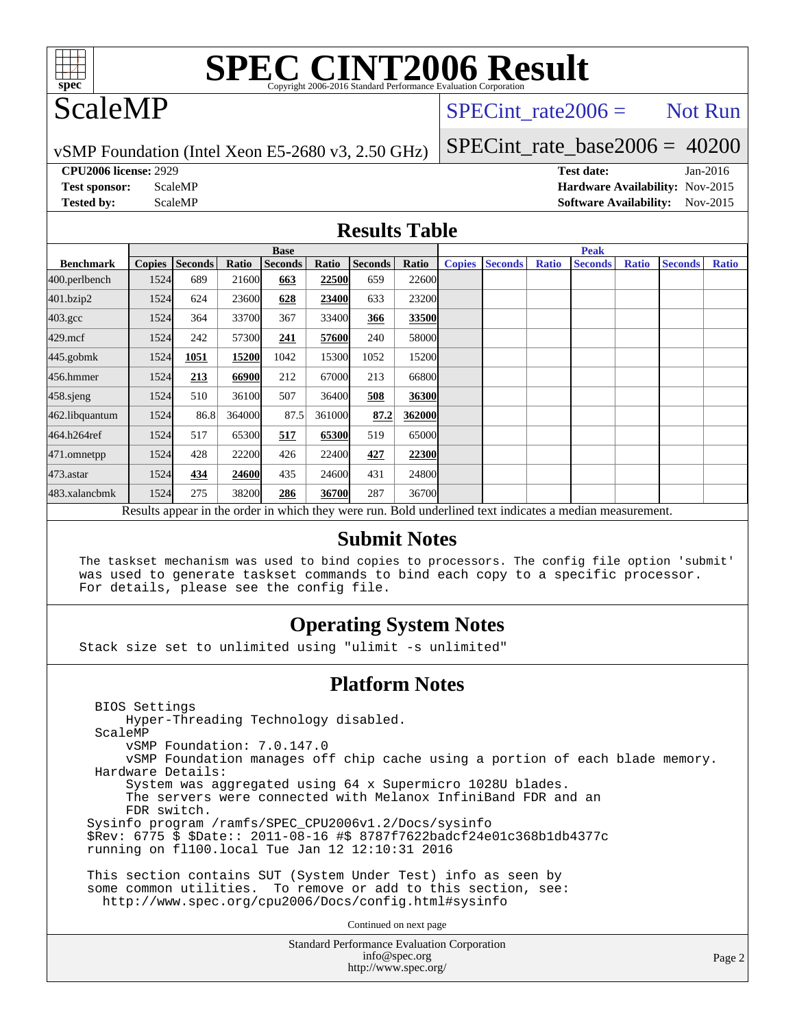# SPEC CINT2006 Result

Copyright 2006-2016 Standard Performance Evaluation Corporation

## ScaleMP

SPECint_rate2006 = Not Run

vSMP Foundation (Intel Xeon E5-2680 v3, 2.50 GHz)

SPECint_rate_base2006 = 40200

**CPU2006 license:** 2929
**Test sponsor:** ScaleMP
**Tested by:** ScaleMP

**Test date:** Jan-2016
**Hardware Availability:** Nov-2015
**Software Availability:** Nov-2015

## Results Table

| Benchmark | Base | | | | | | | Peak | | | | | | |
|---|---|---|---|---|---|---|---|---|---|---|---|---|---|---|
| | Copies | Seconds | Ratio | Seconds | Ratio | Seconds | Ratio | Copies | Seconds | Ratio | Seconds | Ratio | Seconds | Ratio |
| 400.perlbench | 1524 | 689 | 21600 | **663** | **22500** | 659 | 22600 | | | | | | | |
| 401.bzip2 | 1524 | 624 | 23600 | **628** | **23400** | 633 | 23200 | | | | | | | |
| 403.gcc | 1524 | 364 | 33700 | 367 | 33400 | **366** | **33500** | | | | | | | |
| 429.mcf | 1524 | 242 | 57300 | **241** | **57600** | 240 | 58000 | | | | | | | |
| 445.gobmk | 1524 | **1051** | **15200** | 1042 | 15300 | 1052 | 15200 | | | | | | | |
| 456.hmmer | 1524 | **213** | **66900** | 212 | 67000 | 213 | 66800 | | | | | | | |
| 458.sjeng | 1524 | 510 | 36100 | 507 | 36400 | **508** | **36300** | | | | | | | |
| 462.libquantum | 1524 | 86.8 | 364000 | 87.5 | 361000 | **87.2** | **362000** | | | | | | | |
| 464.h264ref | 1524 | 517 | 65300 | **517** | **65300** | 519 | 65000 | | | | | | | |
| 471.omnetpp | 1524 | 428 | 22200 | 426 | 22400 | **427** | **22300** | | | | | | | |
| 473.astar | 1524 | **434** | **24600** | 435 | 24600 | 431 | 24800 | | | | | | | |
| 483.xalancbmk | 1524 | 275 | 38200 | **286** | **36700** | 287 | 36700 | | | | | | | |

Results appear in the order in which they were run. Bold underlined text indicates a median measurement.

## Submit Notes

```
The taskset mechanism was used to bind copies to processors. The config file option 'submit'
was used to generate taskset commands to bind each copy to a specific processor.
For details, please see the config file.
```

## Operating System Notes

```
Stack size set to unlimited using "ulimit -s unlimited"
```

## Platform Notes

```
  BIOS Settings
      Hyper-Threading Technology disabled.
  ScaleMP
      vSMP Foundation: 7.0.147.0
      vSMP Foundation manages off chip cache using a portion of each blade memory.
  Hardware Details:
      System was aggregated using 64 x Supermicro 1028U blades.
      The servers were connected with Melanox InfiniBand FDR and an
      FDR switch.
 Sysinfo program /ramfs/SPEC_CPU2006v1.2/Docs/sysinfo
 $Rev: 6775 $ $Date:: 2011-08-16 #$ 8787f7622badcf24e01c368b1db4377c
 running on fl100.local Tue Jan 12 12:10:31 2016

 This section contains SUT (System Under Test) info as seen by
 some common utilities.  To remove or add to this section, see:
   http://www.spec.org/cpu2006/Docs/config.html#sysinfo
```

Continued on next page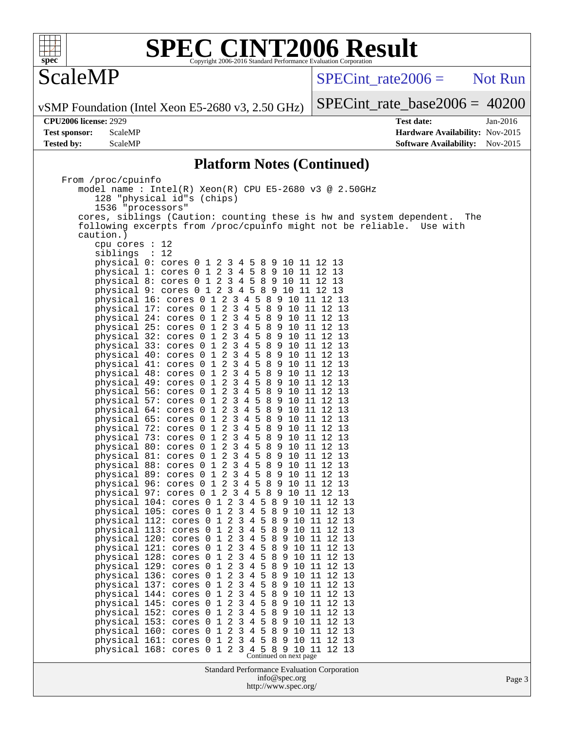# SPEC CINT2006 Result

## ScaleMP

vSMP Foundation (Intel Xeon E5-2680 v3, 2.50 GHz)

SPECint_rate2006 = Not Run

SPECint_rate_base2006 = 40200

**CPU2006 license:** 2929
**Test sponsor:** ScaleMP
**Tested by:** ScaleMP

**Test date:** Jan-2016
**Hardware Availability:** Nov-2015
**Software Availability:** Nov-2015

### Platform Notes (Continued)

```
From /proc/cpuinfo
   model name : Intel(R) Xeon(R) CPU E5-2680 v3 @ 2.50GHz
      128 "physical id"s (chips)
      1536 "processors"
   cores, siblings (Caution: counting these is hw and system dependent.  The
   following excerpts from /proc/cpuinfo might not be reliable.  Use with
   caution.)
      cpu cores : 12
      siblings  : 12
      physical 0: cores 0 1 2 3 4 5 8 9 10 11 12 13
      physical 1: cores 0 1 2 3 4 5 8 9 10 11 12 13
      physical 8: cores 0 1 2 3 4 5 8 9 10 11 12 13
      physical 9: cores 0 1 2 3 4 5 8 9 10 11 12 13
      physical 16: cores 0 1 2 3 4 5 8 9 10 11 12 13
      physical 17: cores 0 1 2 3 4 5 8 9 10 11 12 13
      physical 24: cores 0 1 2 3 4 5 8 9 10 11 12 13
      physical 25: cores 0 1 2 3 4 5 8 9 10 11 12 13
      physical 32: cores 0 1 2 3 4 5 8 9 10 11 12 13
      physical 33: cores 0 1 2 3 4 5 8 9 10 11 12 13
      physical 40: cores 0 1 2 3 4 5 8 9 10 11 12 13
      physical 41: cores 0 1 2 3 4 5 8 9 10 11 12 13
      physical 48: cores 0 1 2 3 4 5 8 9 10 11 12 13
      physical 49: cores 0 1 2 3 4 5 8 9 10 11 12 13
      physical 56: cores 0 1 2 3 4 5 8 9 10 11 12 13
      physical 57: cores 0 1 2 3 4 5 8 9 10 11 12 13
      physical 64: cores 0 1 2 3 4 5 8 9 10 11 12 13
      physical 65: cores 0 1 2 3 4 5 8 9 10 11 12 13
      physical 72: cores 0 1 2 3 4 5 8 9 10 11 12 13
      physical 73: cores 0 1 2 3 4 5 8 9 10 11 12 13
      physical 80: cores 0 1 2 3 4 5 8 9 10 11 12 13
      physical 81: cores 0 1 2 3 4 5 8 9 10 11 12 13
      physical 88: cores 0 1 2 3 4 5 8 9 10 11 12 13
      physical 89: cores 0 1 2 3 4 5 8 9 10 11 12 13
      physical 96: cores 0 1 2 3 4 5 8 9 10 11 12 13
      physical 97: cores 0 1 2 3 4 5 8 9 10 11 12 13
      physical 104: cores 0 1 2 3 4 5 8 9 10 11 12 13
      physical 105: cores 0 1 2 3 4 5 8 9 10 11 12 13
      physical 112: cores 0 1 2 3 4 5 8 9 10 11 12 13
      physical 113: cores 0 1 2 3 4 5 8 9 10 11 12 13
      physical 120: cores 0 1 2 3 4 5 8 9 10 11 12 13
      physical 121: cores 0 1 2 3 4 5 8 9 10 11 12 13
      physical 128: cores 0 1 2 3 4 5 8 9 10 11 12 13
      physical 129: cores 0 1 2 3 4 5 8 9 10 11 12 13
      physical 136: cores 0 1 2 3 4 5 8 9 10 11 12 13
      physical 137: cores 0 1 2 3 4 5 8 9 10 11 12 13
      physical 144: cores 0 1 2 3 4 5 8 9 10 11 12 13
      physical 145: cores 0 1 2 3 4 5 8 9 10 11 12 13
      physical 152: cores 0 1 2 3 4 5 8 9 10 11 12 13
      physical 153: cores 0 1 2 3 4 5 8 9 10 11 12 13
      physical 160: cores 0 1 2 3 4 5 8 9 10 11 12 13
      physical 161: cores 0 1 2 3 4 5 8 9 10 11 12 13
      physical 168: cores 0 1 2 3 4 5 8 9 10 11 12 13
```

Continued on next page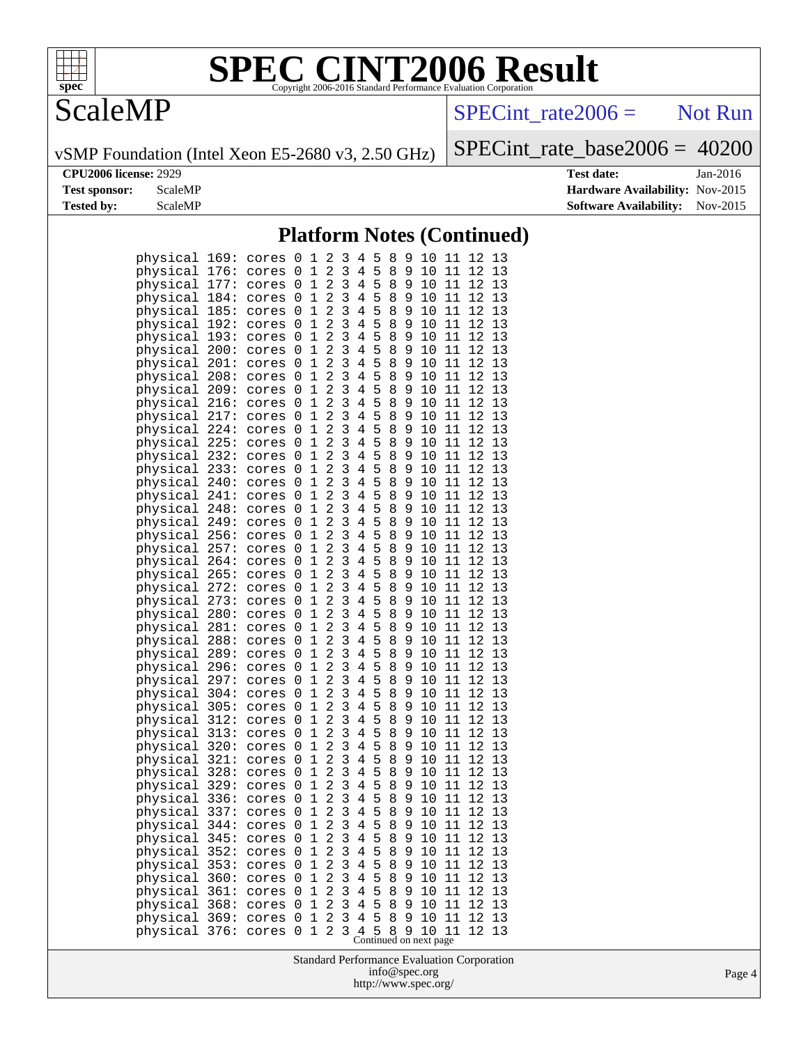## Platform Notes (Continued)

```
physical 169: cores 0 1 2 3 4 5 8 9 10 11 12 13
physical 176: cores 0 1 2 3 4 5 8 9 10 11 12 13
physical 177: cores 0 1 2 3 4 5 8 9 10 11 12 13
physical 184: cores 0 1 2 3 4 5 8 9 10 11 12 13
physical 185: cores 0 1 2 3 4 5 8 9 10 11 12 13
physical 192: cores 0 1 2 3 4 5 8 9 10 11 12 13
physical 193: cores 0 1 2 3 4 5 8 9 10 11 12 13
physical 200: cores 0 1 2 3 4 5 8 9 10 11 12 13
physical 201: cores 0 1 2 3 4 5 8 9 10 11 12 13
physical 208: cores 0 1 2 3 4 5 8 9 10 11 12 13
physical 209: cores 0 1 2 3 4 5 8 9 10 11 12 13
physical 216: cores 0 1 2 3 4 5 8 9 10 11 12 13
physical 217: cores 0 1 2 3 4 5 8 9 10 11 12 13
physical 224: cores 0 1 2 3 4 5 8 9 10 11 12 13
physical 225: cores 0 1 2 3 4 5 8 9 10 11 12 13
physical 232: cores 0 1 2 3 4 5 8 9 10 11 12 13
physical 233: cores 0 1 2 3 4 5 8 9 10 11 12 13
physical 240: cores 0 1 2 3 4 5 8 9 10 11 12 13
physical 241: cores 0 1 2 3 4 5 8 9 10 11 12 13
physical 248: cores 0 1 2 3 4 5 8 9 10 11 12 13
physical 249: cores 0 1 2 3 4 5 8 9 10 11 12 13
physical 256: cores 0 1 2 3 4 5 8 9 10 11 12 13
physical 257: cores 0 1 2 3 4 5 8 9 10 11 12 13
physical 264: cores 0 1 2 3 4 5 8 9 10 11 12 13
physical 265: cores 0 1 2 3 4 5 8 9 10 11 12 13
physical 272: cores 0 1 2 3 4 5 8 9 10 11 12 13
physical 273: cores 0 1 2 3 4 5 8 9 10 11 12 13
physical 280: cores 0 1 2 3 4 5 8 9 10 11 12 13
physical 281: cores 0 1 2 3 4 5 8 9 10 11 12 13
physical 288: cores 0 1 2 3 4 5 8 9 10 11 12 13
physical 289: cores 0 1 2 3 4 5 8 9 10 11 12 13
physical 296: cores 0 1 2 3 4 5 8 9 10 11 12 13
physical 297: cores 0 1 2 3 4 5 8 9 10 11 12 13
physical 304: cores 0 1 2 3 4 5 8 9 10 11 12 13
physical 305: cores 0 1 2 3 4 5 8 9 10 11 12 13
physical 312: cores 0 1 2 3 4 5 8 9 10 11 12 13
physical 313: cores 0 1 2 3 4 5 8 9 10 11 12 13
physical 320: cores 0 1 2 3 4 5 8 9 10 11 12 13
physical 321: cores 0 1 2 3 4 5 8 9 10 11 12 13
physical 328: cores 0 1 2 3 4 5 8 9 10 11 12 13
physical 329: cores 0 1 2 3 4 5 8 9 10 11 12 13
physical 336: cores 0 1 2 3 4 5 8 9 10 11 12 13
physical 337: cores 0 1 2 3 4 5 8 9 10 11 12 13
physical 344: cores 0 1 2 3 4 5 8 9 10 11 12 13
physical 345: cores 0 1 2 3 4 5 8 9 10 11 12 13
physical 352: cores 0 1 2 3 4 5 8 9 10 11 12 13
physical 353: cores 0 1 2 3 4 5 8 9 10 11 12 13
physical 360: cores 0 1 2 3 4 5 8 9 10 11 12 13
physical 361: cores 0 1 2 3 4 5 8 9 10 11 12 13
physical 368: cores 0 1 2 3 4 5 8 9 10 11 12 13
physical 369: cores 0 1 2 3 4 5 8 9 10 11 12 13
physical 376: cores 0 1 2 3 4 5 8 9 10 11 12 13
```

Continued on next page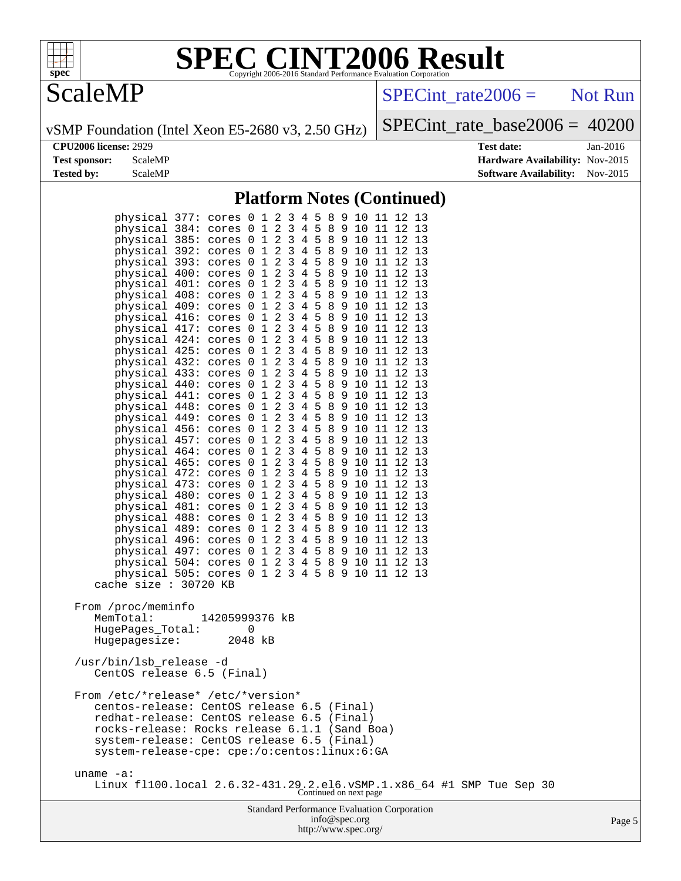## Platform Notes (Continued)

```
         physical 377: cores 0 1 2 3 4 5 8 9 10 11 12 13
         physical 384: cores 0 1 2 3 4 5 8 9 10 11 12 13
         physical 385: cores 0 1 2 3 4 5 8 9 10 11 12 13
         physical 392: cores 0 1 2 3 4 5 8 9 10 11 12 13
         physical 393: cores 0 1 2 3 4 5 8 9 10 11 12 13
         physical 400: cores 0 1 2 3 4 5 8 9 10 11 12 13
         physical 401: cores 0 1 2 3 4 5 8 9 10 11 12 13
         physical 408: cores 0 1 2 3 4 5 8 9 10 11 12 13
         physical 409: cores 0 1 2 3 4 5 8 9 10 11 12 13
         physical 416: cores 0 1 2 3 4 5 8 9 10 11 12 13
         physical 417: cores 0 1 2 3 4 5 8 9 10 11 12 13
         physical 424: cores 0 1 2 3 4 5 8 9 10 11 12 13
         physical 425: cores 0 1 2 3 4 5 8 9 10 11 12 13
         physical 432: cores 0 1 2 3 4 5 8 9 10 11 12 13
         physical 433: cores 0 1 2 3 4 5 8 9 10 11 12 13
         physical 440: cores 0 1 2 3 4 5 8 9 10 11 12 13
         physical 441: cores 0 1 2 3 4 5 8 9 10 11 12 13
         physical 448: cores 0 1 2 3 4 5 8 9 10 11 12 13
         physical 449: cores 0 1 2 3 4 5 8 9 10 11 12 13
         physical 456: cores 0 1 2 3 4 5 8 9 10 11 12 13
         physical 457: cores 0 1 2 3 4 5 8 9 10 11 12 13
         physical 464: cores 0 1 2 3 4 5 8 9 10 11 12 13
         physical 465: cores 0 1 2 3 4 5 8 9 10 11 12 13
         physical 472: cores 0 1 2 3 4 5 8 9 10 11 12 13
         physical 473: cores 0 1 2 3 4 5 8 9 10 11 12 13
         physical 480: cores 0 1 2 3 4 5 8 9 10 11 12 13
         physical 481: cores 0 1 2 3 4 5 8 9 10 11 12 13
         physical 488: cores 0 1 2 3 4 5 8 9 10 11 12 13
         physical 489: cores 0 1 2 3 4 5 8 9 10 11 12 13
         physical 496: cores 0 1 2 3 4 5 8 9 10 11 12 13
         physical 497: cores 0 1 2 3 4 5 8 9 10 11 12 13
         physical 504: cores 0 1 2 3 4 5 8 9 10 11 12 13
         physical 505: cores 0 1 2 3 4 5 8 9 10 11 12 13
      cache size : 30720 KB

   From /proc/meminfo
      MemTotal:       14205999376 kB
      HugePages_Total:       0
      Hugepagesize:       2048 kB

   /usr/bin/lsb_release -d
      CentOS release 6.5 (Final)

   From /etc/*release* /etc/*version*
      centos-release: CentOS release 6.5 (Final)
      redhat-release: CentOS release 6.5 (Final)
      rocks-release: Rocks release 6.1.1 (Sand Boa)
      system-release: CentOS release 6.5 (Final)
      system-release-cpe: cpe:/o:centos:linux:6:GA

   uname -a:
      Linux fl100.local 2.6.32-431.29.2.el6.vSMP.1.x86_64 #1 SMP Tue Sep 30
```

Continued on next page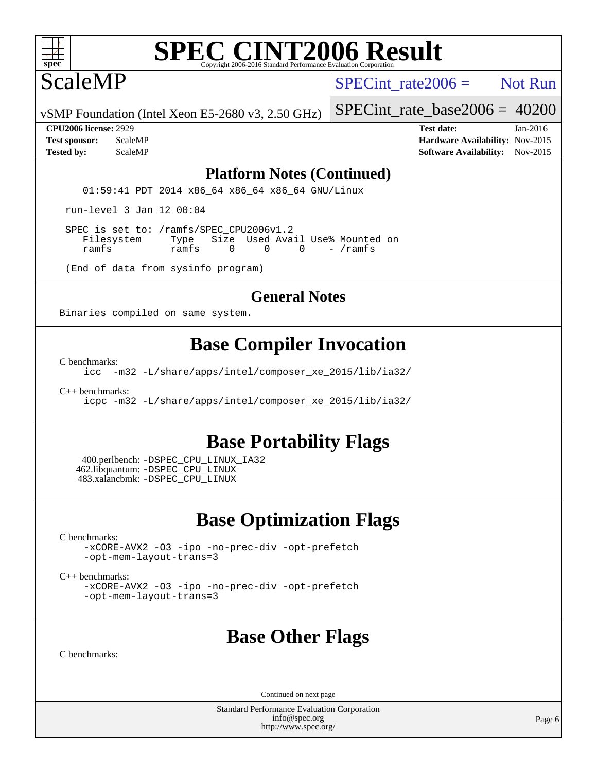# SPEC CINT2006 Result

## ScaleMP

vSMP Foundation (Intel Xeon E5-2680 v3, 2.50 GHz)

SPECint_rate2006 = Not Run

SPECint_rate_base2006 = 40200

**CPU2006 license:** 2929
**Test sponsor:** ScaleMP
**Tested by:** ScaleMP

**Test date:** Jan-2016
**Hardware Availability:** Nov-2015
**Software Availability:** Nov-2015

### Platform Notes (Continued)

```
    01:59:41 PDT 2014 x86_64 x86_64 x86_64 GNU/Linux

 run-level 3 Jan 12 00:04

 SPEC is set to: /ramfs/SPEC_CPU2006v1.2
    Filesystem     Type   Size  Used Avail Use% Mounted on
    ramfs          ramfs     0     0     0    - /ramfs

 (End of data from sysinfo program)
```

### General Notes

Binaries compiled on same system.

## Base Compiler Invocation

C benchmarks:

```
icc  -m32 -L/share/apps/intel/composer_xe_2015/lib/ia32/
```

C++ benchmarks:

```
icpc -m32 -L/share/apps/intel/composer_xe_2015/lib/ia32/
```

## Base Portability Flags

400.perlbench: -DSPEC_CPU_LINUX_IA32
462.libquantum: -DSPEC_CPU_LINUX
483.xalancbmk: -DSPEC_CPU_LINUX

## Base Optimization Flags

C benchmarks:

```
-xCORE-AVX2 -O3 -ipo -no-prec-div -opt-prefetch
-opt-mem-layout-trans=3
```

C++ benchmarks:

```
-xCORE-AVX2 -O3 -ipo -no-prec-div -opt-prefetch
-opt-mem-layout-trans=3
```

## Base Other Flags

C benchmarks:

Continued on next page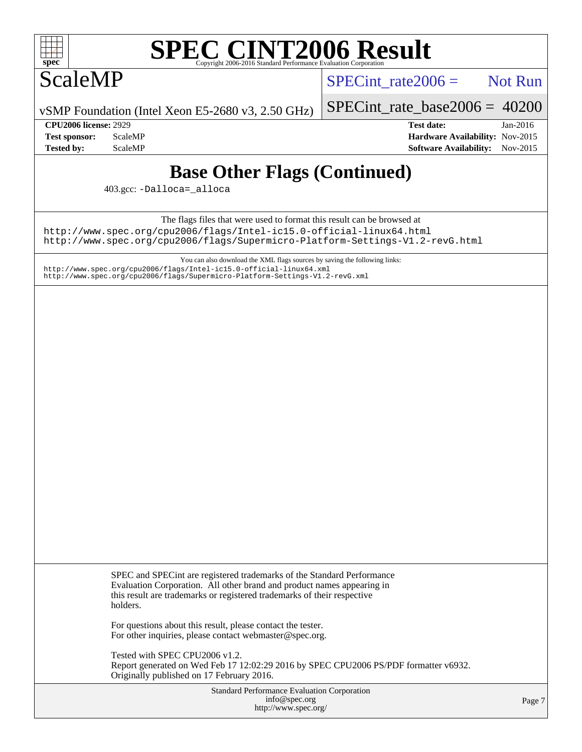## Base Other Flags (Continued)

403.gcc: -Dalloca=_alloca

The flags files that were used to format this result can be browsed at
http://www.spec.org/cpu2006/flags/Intel-ic15.0-official-linux64.html
http://www.spec.org/cpu2006/flags/Supermicro-Platform-Settings-V1.2-revG.html

You can also download the XML flags sources by saving the following links:
http://www.spec.org/cpu2006/flags/Intel-ic15.0-official-linux64.xml
http://www.spec.org/cpu2006/flags/Supermicro-Platform-Settings-V1.2-revG.xml

SPEC and SPECint are registered trademarks of the Standard Performance Evaluation Corporation. All other brand and product names appearing in this result are trademarks or registered trademarks of their respective holders.

For questions about this result, please contact the tester.
For other inquiries, please contact webmaster@spec.org.

Tested with SPEC CPU2006 v1.2.
Report generated on Wed Feb 17 12:02:29 2016 by SPEC CPU2006 PS/PDF formatter v6932.
Originally published on 17 February 2016.